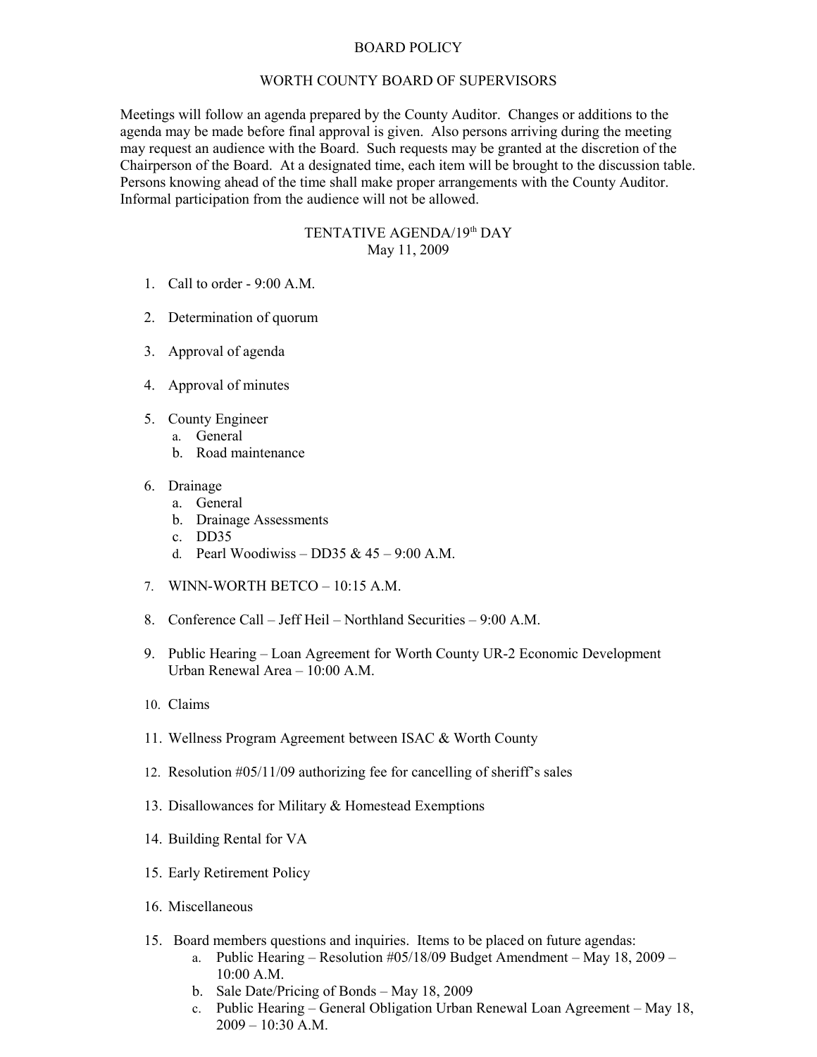# BOARD POLICY

## WORTH COUNTY BOARD OF SUPERVISORS

Meetings will follow an agenda prepared by the County Auditor. Changes or additions to the agenda may be made before final approval is given. Also persons arriving during the meeting may request an audience with the Board. Such requests may be granted at the discretion of the Chairperson of the Board. At a designated time, each item will be brought to the discussion table. Persons knowing ahead of the time shall make proper arrangements with the County Auditor. Informal participation from the audience will not be allowed.

## TENTATIVE AGENDA/19th DAY
May 11, 2009

1. Call to order - 9:00 A.M.

2. Determination of quorum

3. Approval of agenda

4. Approval of minutes

5. County Engineer
   a. General
   b. Road maintenance

6. Drainage
   a. General
   b. Drainage Assessments
   c. DD35
   d. Pearl Woodiwiss – DD35 & 45 – 9:00 A.M.

7. WINN-WORTH BETCO – 10:15 A.M.

8. Conference Call – Jeff Heil – Northland Securities – 9:00 A.M.

9. Public Hearing – Loan Agreement for Worth County UR-2 Economic Development Urban Renewal Area – 10:00 A.M.

10. Claims

11. Wellness Program Agreement between ISAC & Worth County

12. Resolution #05/11/09 authorizing fee for cancelling of sheriff's sales

13. Disallowances for Military & Homestead Exemptions

14. Building Rental for VA

15. Early Retirement Policy

16. Miscellaneous

15. Board members questions and inquiries. Items to be placed on future agendas:
   a. Public Hearing – Resolution #05/18/09 Budget Amendment – May 18, 2009 – 10:00 A.M.
   b. Sale Date/Pricing of Bonds – May 18, 2009
   c. Public Hearing – General Obligation Urban Renewal Loan Agreement – May 18, 2009 – 10:30 A.M.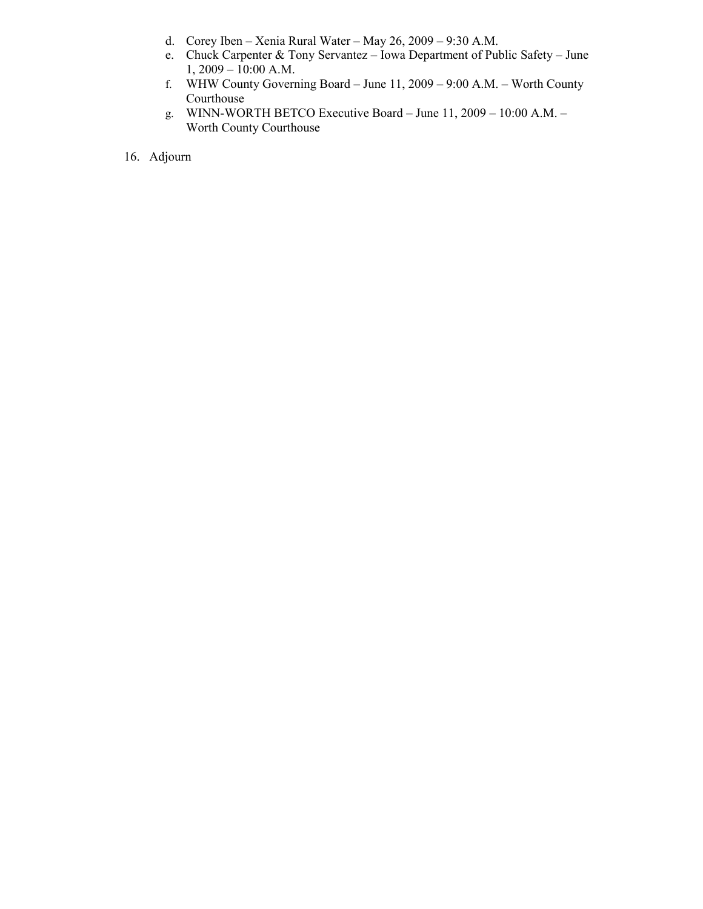d. Corey Iben – Xenia Rural Water – May 26, 2009 – 9:30 A.M.
e. Chuck Carpenter & Tony Servantez – Iowa Department of Public Safety – June 1, 2009 – 10:00 A.M.
f. WHW County Governing Board – June 11, 2009 – 9:00 A.M. – Worth County Courthouse
g. WINN-WORTH BETCO Executive Board – June 11, 2009 – 10:00 A.M. – Worth County Courthouse

16. Adjourn